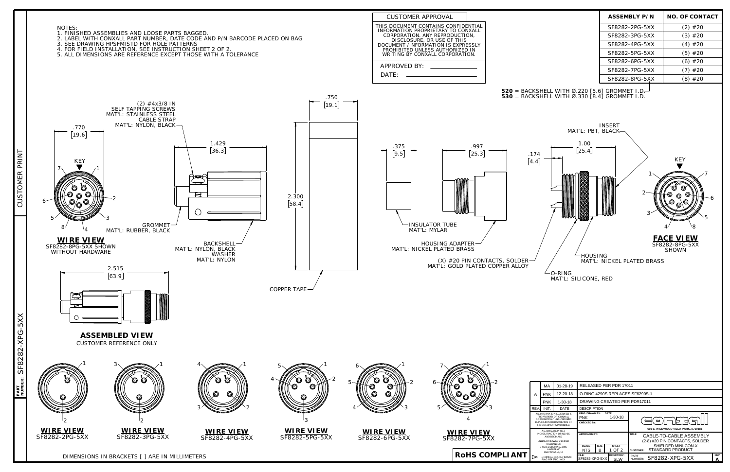NOTES:
1. FINISHED ASSEMBLIES AND LOOSE PARTS BAGGED.
2. LABEL WITH CONXALL PART NUMBER, DATE CODE AND P/N BARCODE PLACED ON BAG
3. SEE DRAWING HPSFMISTD FOR HOLE PATTERNS
4. FOR FIELD INSTALLATION, SEE INSTRUCTION SHEET 2 OF 2.
5. ALL DIMENSIONS ARE REFERENCE EXCEPT THOSE WITH A TOLERANCE

CUSTOMER APPROVAL

THIS DOCUMENT CONTAINS CONFIDENTIAL INFORMATION PROPRIETARY TO CONXALL CORPORATION. ANY REPRODUCTION, DISCLOSURE, OR USE OF THIS DOCUMENT /INFORMATION IS EXPRESSLY PROHIBITED UNLESS AUTHORIZED IN WRITING BY CONXALL CORPORATION.

APPROVED BY: ____________

DATE: ____________

| ASSEMBLY P/N | NO. OF CONTACT |
|---|---|
| SF8282-2PG-5XX | (2) #20 |
| SF8282-3PG-5XX | (3) #20 |
| SF8282-4PG-5XX | (4) #20 |
| SF8282-5PG-5XX | (5) #20 |
| SF8282-6PG-5XX | (6) #20 |
| SF8282-7PG-5XX | (7) #20 |
| SF8282-8PG-5XX | (8) #20 |

**520** = BACKSHELL WITH Ø.220 [5.6] GROMMET I.D.
**530** = BACKSHELL WITH Ø.330 [8.4] GROMMET I.D.

(2) #4x3/8 IN SELF TAPPING SCREWS MAT'L: STAINLESS STEEL
CABLE STRAP MAT'L: NYLON, BLACK

GROMMET MAT'L: RUBBER, BLACK

BACKSHELL MAT'L: NYLON, BLACK
WASHER MAT'L: NYLON

COPPER TAPE

INSULATOR TUBE MAT'L: MYLAR

HOUSING ADAPTER MAT'L: NICKEL PLATED BRASS

(X) #20 PIN CONTACTS, SOLDER MAT'L: GOLD PLATED COPPER ALLOY

INSERT MAT'L: PBT, BLACK

HOUSING MAT'L: NICKEL PLATED BRASS

O-RING MAT'L: SILICONE, RED

.770 [19.6] — 1.429 [36.3] — .750 [19.1] — 2.300 [58.4] — .375 [9.5] — .997 [25.3] — .174 [4.4] — 1.00 [25.4] — 2.515 [63.9]

KEY

**WIRE VIEW**
SF8282-8PG-5XX SHOWN WITHOUT HARDWARE

**FACE VIEW**
SF8282-8PG-5XX SHOWN

**ASSEMBLED VIEW**
CUSTOMER REFERENCE ONLY

**WIRE VIEW** SF8282-2PG-5XX

**WIRE VIEW** SF8282-3PG-5XX

**WIRE VIEW** SF8282-4PG-5XX

**WIRE VIEW** SF8282-5PG-5XX

**WIRE VIEW** SF8282-6PG-5XX

**WIRE VIEW** SF8282-7PG-5XX

DIMENSIONS IN BRACKETS [ ] ARE IN MILLIMETERS

**RoHS COMPLIANT**

| REV | INIT. | DATE | DESCRIPTION |
|---|---|---|---|
| | MA | 01-28-19 | RELEASED PER PDR 17011 |
| A | PNK | 12-20-18 | O-RING 4290S REPLACES SF6290S-1. |
| | PNK | 1-30-18 | DRAWING CREATED PER PDR17011 |

ALL INFORMATION ILLUSTRATED IS THE PROPERTY OF "CONXALL CORPORATION". UNAUTHORIZED DUPLICATION OR DISTRIBUTION OF THIS DOCUMENTS PROHIBITED.

ALL UNITS ARE IN FEET, INCHES, FRACTION OF INCHES AND DECIMALS. UNLESS OTHERWISE SPECIFIED TOLERANCES: 3 PLACE DECIMALS ±.005 ANGLES ±1° FRACTIONS ±1/16

= CRITICAL CHARACTERISTIC FLAG PER SPEC. XXXX

ORIG. DRAWN BY: PNK DATE: 1-30-18
CHECKED BY:
APPROVED BY:
SCALE: NTS SIZE: B SHEET: 1 OF 2
FILE: SF8282-XPG-5XX DIRECTORY: SLW

conxall
601 E. WILDWOOD VILLA PARK, IL 60181

TITLE: CABLE-TO-CABLE ASSEMBLY (2-8) #20 PIN CONTACTS, SOLDER SHIELDED MINI-CON-X
CUSTOMER: STANDARD PRODUCT
PART NUMBER: SF8282-XPG-5XX
REV: A

CUSTOMER PRINT

PART NUMBER: SF8282-XPG-5XX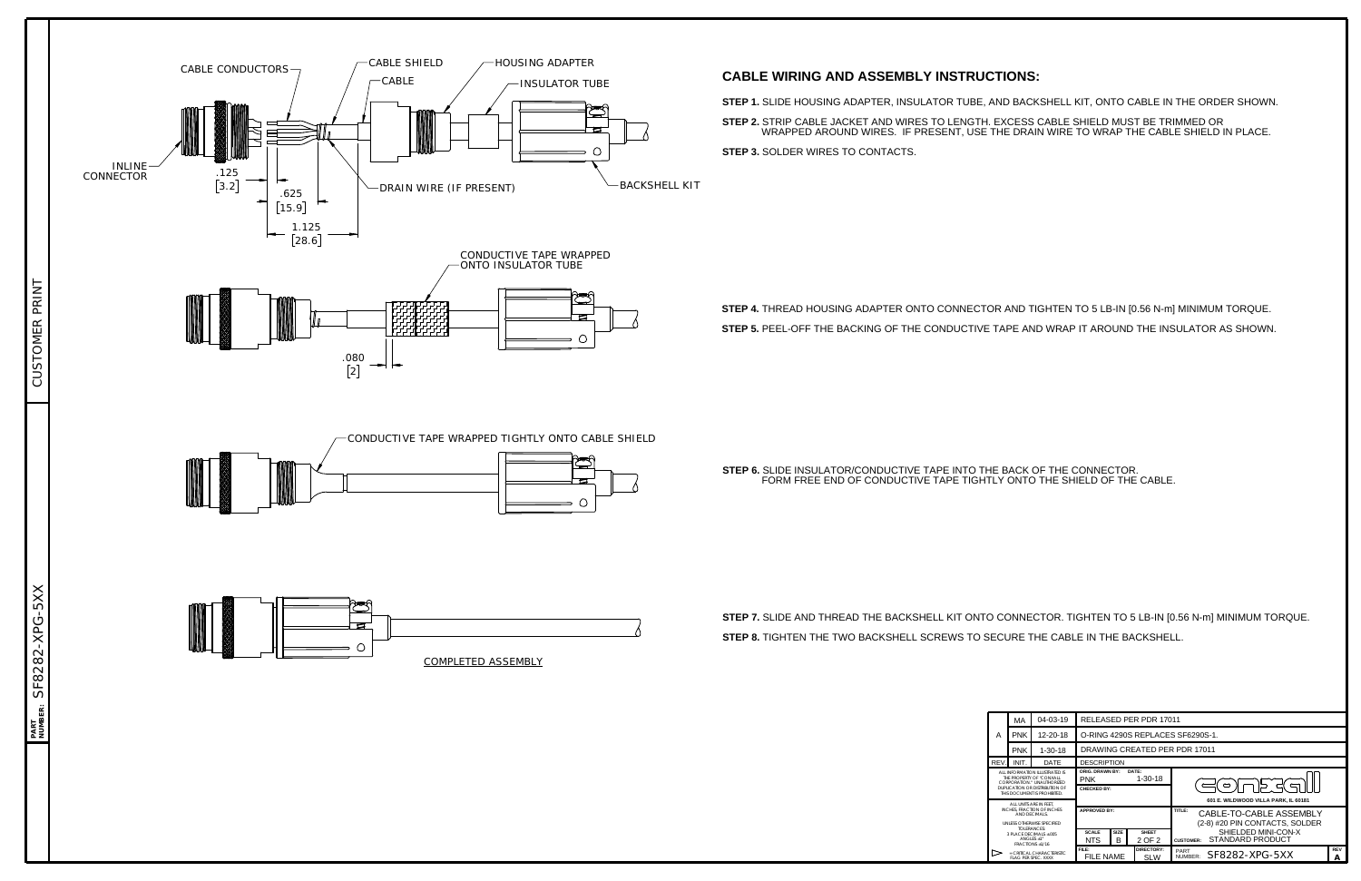## CABLE WIRING AND ASSEMBLY INSTRUCTIONS:

**STEP 1.** SLIDE HOUSING ADAPTER, INSULATOR TUBE, AND BACKSHELL KIT, ONTO CABLE IN THE ORDER SHOWN.

**STEP 2.** STRIP CABLE JACKET AND WIRES TO LENGTH. EXCESS CABLE SHIELD MUST BE TRIMMED OR WRAPPED AROUND WIRES. IF PRESENT, USE THE DRAIN WIRE TO WRAP THE CABLE SHIELD IN PLACE.

**STEP 3.** SOLDER WIRES TO CONTACTS.

CABLE CONDUCTORS
CABLE SHIELD
HOUSING ADAPTER
CABLE
INSULATOR TUBE
INLINE CONNECTOR
BACKSHELL KIT
DRAIN WIRE (IF PRESENT)
.125 [3.2]
.625 [15.9]
1.125 [28.6]

**STEP 4.** THREAD HOUSING ADAPTER ONTO CONNECTOR AND TIGHTEN TO 5 LB-IN [0.56 N-m] MINIMUM TORQUE.

**STEP 5.** PEEL-OFF THE BACKING OF THE CONDUCTIVE TAPE AND WRAP IT AROUND THE INSULATOR AS SHOWN.

CONDUCTIVE TAPE WRAPPED ONTO INSULATOR TUBE
.080 [2]

**STEP 6.** SLIDE INSULATOR/CONDUCTIVE TAPE INTO THE BACK OF THE CONNECTOR. FORM FREE END OF CONDUCTIVE TAPE TIGHTLY ONTO THE SHIELD OF THE CABLE.

CONDUCTIVE TAPE WRAPPED TIGHTLY ONTO CABLE SHIELD

**STEP 7.** SLIDE AND THREAD THE BACKSHELL KIT ONTO CONNECTOR. TIGHTEN TO 5 LB-IN [0.56 N-m] MINIMUM TORQUE.

**STEP 8.** TIGHTEN THE TWO BACKSHELL SCREWS TO SECURE THE CABLE IN THE BACKSHELL.

COMPLETED ASSEMBLY

| REV | INIT. | DATE | DESCRIPTION |
|---|---|---|---|
| | MA | 04-03-19 | RELEASED PER PDR 17011 |
| A | PNK | 12-20-18 | O-RING 4290S REPLACES SF6290S-1. |
| | PNK | 1-30-18 | DRAWING CREATED PER PDR 17011 |

ALL INFORMATION ILLUSTRATED IS THE PROPERTY OF "CONXALL CORPORATION." UNAUTHORIZED DUPLICATION OR DISTRIBUTION OF THIS DOCUMENT IS PROHIBITED.

ALL UNITS ARE IN FEET, INCHES, FRACTION OF INCHES AND DECIMALS. UNLESS OTHERWISE SPECIFIED TOLERANCES: 3 PLACE DECIMALS ±.005 ANGLES ±1° FRACTIONS ±1/16

= CRITICAL CHARACTERISTIC FLAG PER SPEC. XXXX

| | |
|---|---|
| ORIG. DRAWN BY: | PNK |
| DATE: | 1-30-18 |
| CHECKED BY: | |
| APPROVED BY: | |
| SCALE | NTS |
| SIZE | B |
| SHEET | 2 OF 2 |
| FILE: | FILE NAME |
| DIRECTORY: | SLW |

conxall
601 E. WILDWOOD VILLA PARK, IL 60181

TITLE: CABLE-TO-CABLE ASSEMBLY (2-8) #20 PIN CONTACTS, SOLDER SHIELDED MINI-CON-X

CUSTOMER: STANDARD PRODUCT

PART NUMBER: SF8282-XPG-5XX

REV: A

CUSTOMER PRINT

PART NUMBER: SF8282-XPG-5XX